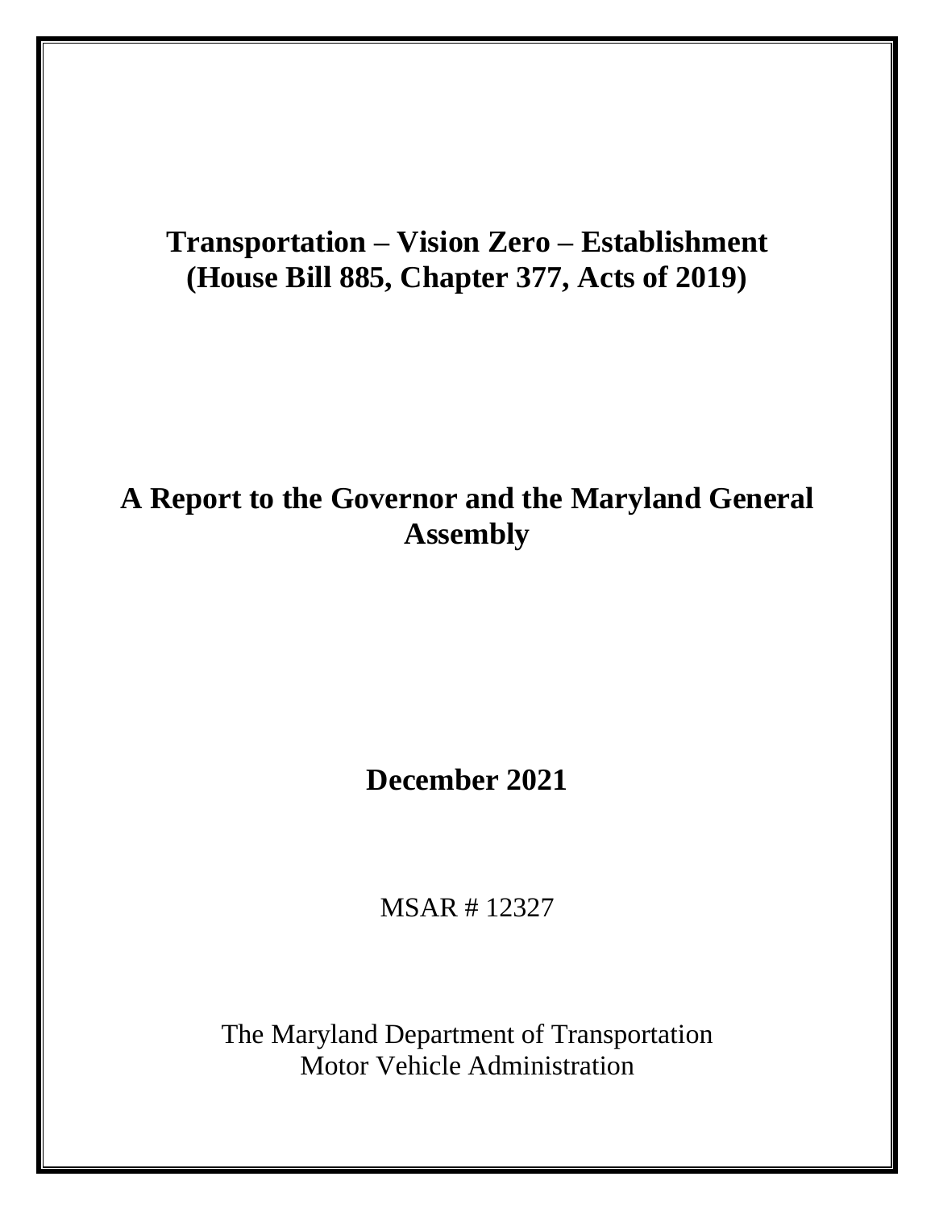# Transportation – Vision Zero – Establishment (House Bill 885, Chapter 377, Acts of 2019)

## A Report to the Governor and the Maryland General Assembly

**December 2021**

MSAR # 12327

The Maryland Department of Transportation
Motor Vehicle Administration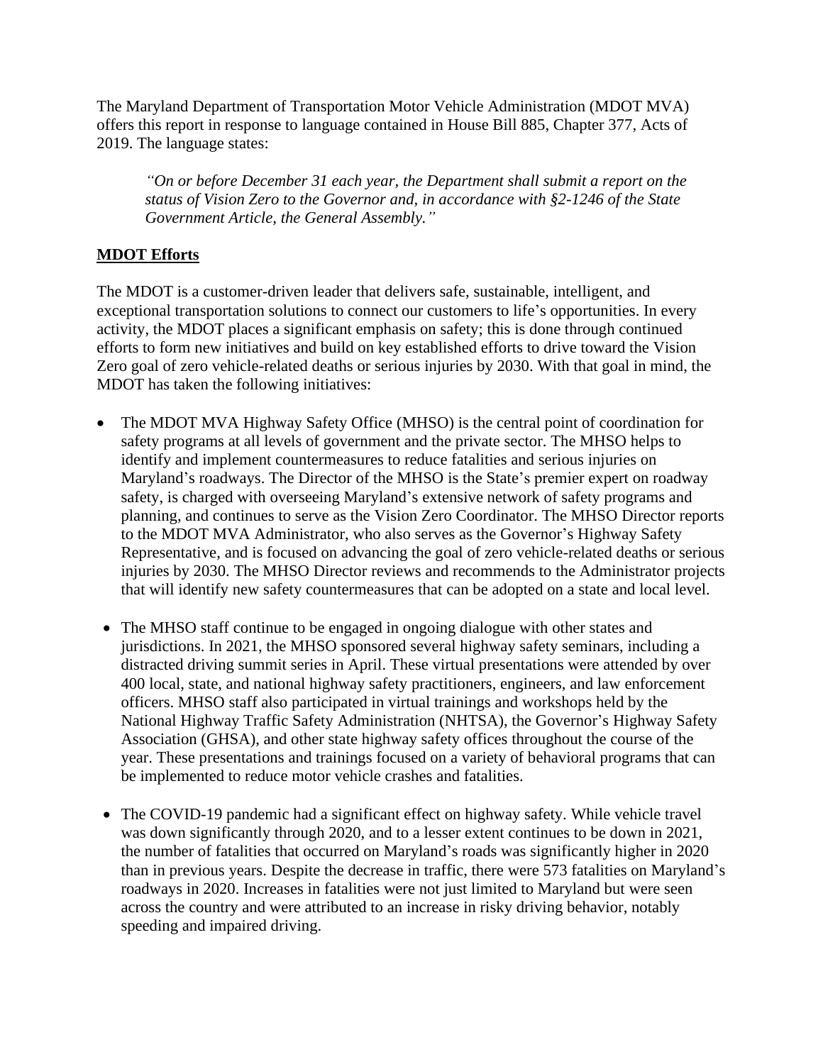The Maryland Department of Transportation Motor Vehicle Administration (MDOT MVA) offers this report in response to language contained in House Bill 885, Chapter 377, Acts of 2019. The language states:

> *"On or before December 31 each year, the Department shall submit a report on the status of Vision Zero to the Governor and, in accordance with §2-1246 of the State Government Article, the General Assembly."*

**MDOT Efforts**

The MDOT is a customer-driven leader that delivers safe, sustainable, intelligent, and exceptional transportation solutions to connect our customers to life's opportunities. In every activity, the MDOT places a significant emphasis on safety; this is done through continued efforts to form new initiatives and build on key established efforts to drive toward the Vision Zero goal of zero vehicle-related deaths or serious injuries by 2030. With that goal in mind, the MDOT has taken the following initiatives:

- The MDOT MVA Highway Safety Office (MHSO) is the central point of coordination for safety programs at all levels of government and the private sector. The MHSO helps to identify and implement countermeasures to reduce fatalities and serious injuries on Maryland's roadways. The Director of the MHSO is the State's premier expert on roadway safety, is charged with overseeing Maryland's extensive network of safety programs and planning, and continues to serve as the Vision Zero Coordinator. The MHSO Director reports to the MDOT MVA Administrator, who also serves as the Governor's Highway Safety Representative, and is focused on advancing the goal of zero vehicle-related deaths or serious injuries by 2030. The MHSO Director reviews and recommends to the Administrator projects that will identify new safety countermeasures that can be adopted on a state and local level.

- The MHSO staff continue to be engaged in ongoing dialogue with other states and jurisdictions. In 2021, the MHSO sponsored several highway safety seminars, including a distracted driving summit series in April. These virtual presentations were attended by over 400 local, state, and national highway safety practitioners, engineers, and law enforcement officers. MHSO staff also participated in virtual trainings and workshops held by the National Highway Traffic Safety Administration (NHTSA), the Governor's Highway Safety Association (GHSA), and other state highway safety offices throughout the course of the year. These presentations and trainings focused on a variety of behavioral programs that can be implemented to reduce motor vehicle crashes and fatalities.

- The COVID-19 pandemic had a significant effect on highway safety. While vehicle travel was down significantly through 2020, and to a lesser extent continues to be down in 2021, the number of fatalities that occurred on Maryland's roads was significantly higher in 2020 than in previous years. Despite the decrease in traffic, there were 573 fatalities on Maryland's roadways in 2020. Increases in fatalities were not just limited to Maryland but were seen across the country and were attributed to an increase in risky driving behavior, notably speeding and impaired driving.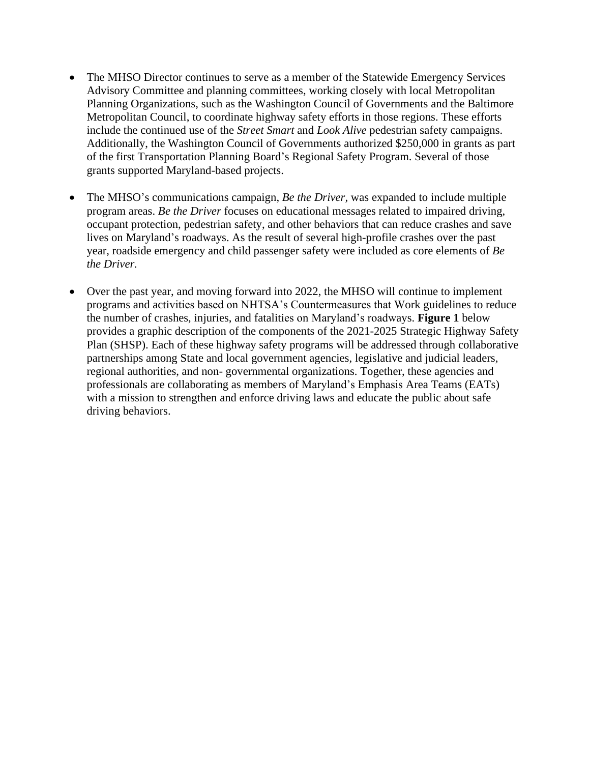- The MHSO Director continues to serve as a member of the Statewide Emergency Services Advisory Committee and planning committees, working closely with local Metropolitan Planning Organizations, such as the Washington Council of Governments and the Baltimore Metropolitan Council, to coordinate highway safety efforts in those regions. These efforts include the continued use of the *Street Smart* and *Look Alive* pedestrian safety campaigns. Additionally, the Washington Council of Governments authorized $250,000 in grants as part of the first Transportation Planning Board's Regional Safety Program. Several of those grants supported Maryland-based projects.

- The MHSO's communications campaign, *Be the Driver,* was expanded to include multiple program areas. *Be the Driver* focuses on educational messages related to impaired driving, occupant protection, pedestrian safety, and other behaviors that can reduce crashes and save lives on Maryland's roadways. As the result of several high-profile crashes over the past year, roadside emergency and child passenger safety were included as core elements of *Be the Driver.*

- Over the past year, and moving forward into 2022, the MHSO will continue to implement programs and activities based on NHTSA's Countermeasures that Work guidelines to reduce the number of crashes, injuries, and fatalities on Maryland's roadways. **Figure 1** below provides a graphic description of the components of the 2021-2025 Strategic Highway Safety Plan (SHSP). Each of these highway safety programs will be addressed through collaborative partnerships among State and local government agencies, legislative and judicial leaders, regional authorities, and non- governmental organizations. Together, these agencies and professionals are collaborating as members of Maryland's Emphasis Area Teams (EATs) with a mission to strengthen and enforce driving laws and educate the public about safe driving behaviors.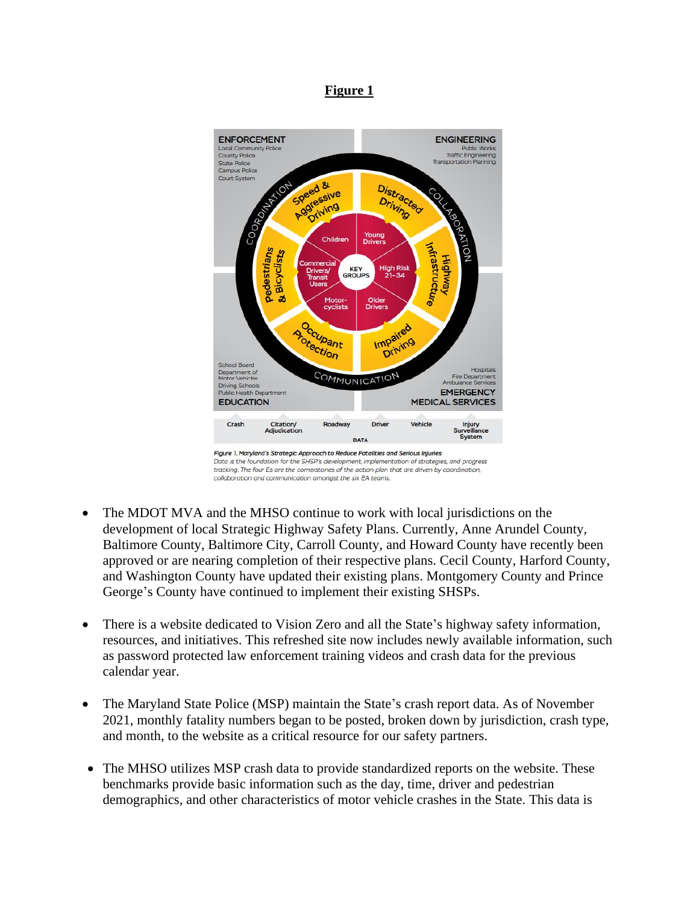**Figure 1**

*Figure 1. Maryland's Strategic Approach to Reduce Fatalities and Serious Injuries*
*Data is the foundation for the SHSP's development, implementation of strategies, and progress tracking. The four Es are the cornerstones of the action plan that are driven by coordination, collaboration and communication amongst the six EA teams.*

- The MDOT MVA and the MHSO continue to work with local jurisdictions on the development of local Strategic Highway Safety Plans. Currently, Anne Arundel County, Baltimore County, Baltimore City, Carroll County, and Howard County have recently been approved or are nearing completion of their respective plans. Cecil County, Harford County, and Washington County have updated their existing plans. Montgomery County and Prince George's County have continued to implement their existing SHSPs.

- There is a website dedicated to Vision Zero and all the State's highway safety information, resources, and initiatives. This refreshed site now includes newly available information, such as password protected law enforcement training videos and crash data for the previous calendar year.

- The Maryland State Police (MSP) maintain the State's crash report data. As of November 2021, monthly fatality numbers began to be posted, broken down by jurisdiction, crash type, and month, to the website as a critical resource for our safety partners.

- The MHSO utilizes MSP crash data to provide standardized reports on the website. These benchmarks provide basic information such as the day, time, driver and pedestrian demographics, and other characteristics of motor vehicle crashes in the State. This data is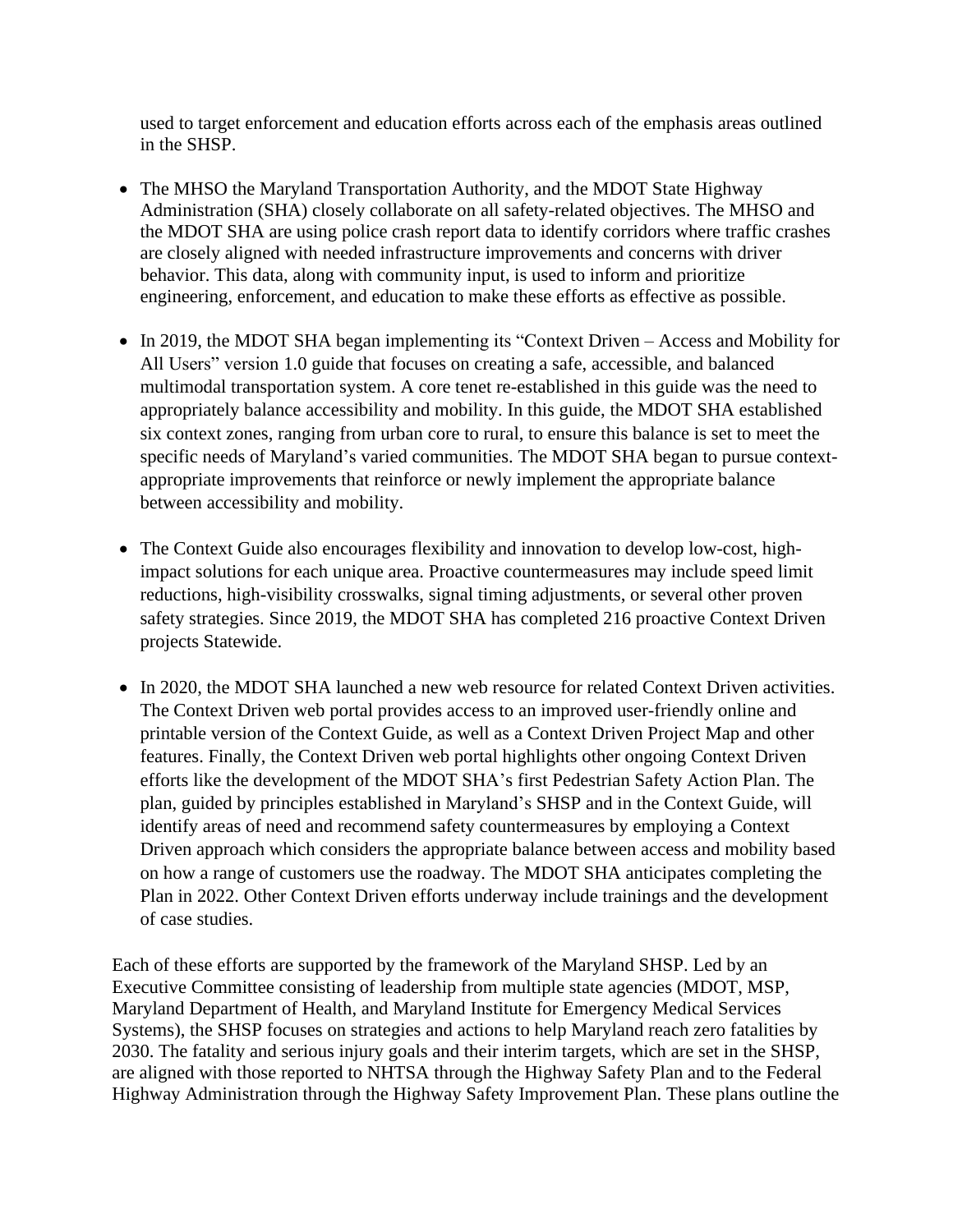used to target enforcement and education efforts across each of the emphasis areas outlined in the SHSP.

- The MHSO the Maryland Transportation Authority, and the MDOT State Highway Administration (SHA) closely collaborate on all safety-related objectives. The MHSO and the MDOT SHA are using police crash report data to identify corridors where traffic crashes are closely aligned with needed infrastructure improvements and concerns with driver behavior. This data, along with community input, is used to inform and prioritize engineering, enforcement, and education to make these efforts as effective as possible.

- In 2019, the MDOT SHA began implementing its "Context Driven – Access and Mobility for All Users" version 1.0 guide that focuses on creating a safe, accessible, and balanced multimodal transportation system. A core tenet re-established in this guide was the need to appropriately balance accessibility and mobility. In this guide, the MDOT SHA established six context zones, ranging from urban core to rural, to ensure this balance is set to meet the specific needs of Maryland's varied communities. The MDOT SHA began to pursue context-appropriate improvements that reinforce or newly implement the appropriate balance between accessibility and mobility.

- The Context Guide also encourages flexibility and innovation to develop low-cost, high-impact solutions for each unique area. Proactive countermeasures may include speed limit reductions, high-visibility crosswalks, signal timing adjustments, or several other proven safety strategies. Since 2019, the MDOT SHA has completed 216 proactive Context Driven projects Statewide.

- In 2020, the MDOT SHA launched a new web resource for related Context Driven activities. The Context Driven web portal provides access to an improved user-friendly online and printable version of the Context Guide, as well as a Context Driven Project Map and other features. Finally, the Context Driven web portal highlights other ongoing Context Driven efforts like the development of the MDOT SHA's first Pedestrian Safety Action Plan. The plan, guided by principles established in Maryland's SHSP and in the Context Guide, will identify areas of need and recommend safety countermeasures by employing a Context Driven approach which considers the appropriate balance between access and mobility based on how a range of customers use the roadway. The MDOT SHA anticipates completing the Plan in 2022. Other Context Driven efforts underway include trainings and the development of case studies.

Each of these efforts are supported by the framework of the Maryland SHSP. Led by an Executive Committee consisting of leadership from multiple state agencies (MDOT, MSP, Maryland Department of Health, and Maryland Institute for Emergency Medical Services Systems), the SHSP focuses on strategies and actions to help Maryland reach zero fatalities by 2030. The fatality and serious injury goals and their interim targets, which are set in the SHSP, are aligned with those reported to NHTSA through the Highway Safety Plan and to the Federal Highway Administration through the Highway Safety Improvement Plan. These plans outline the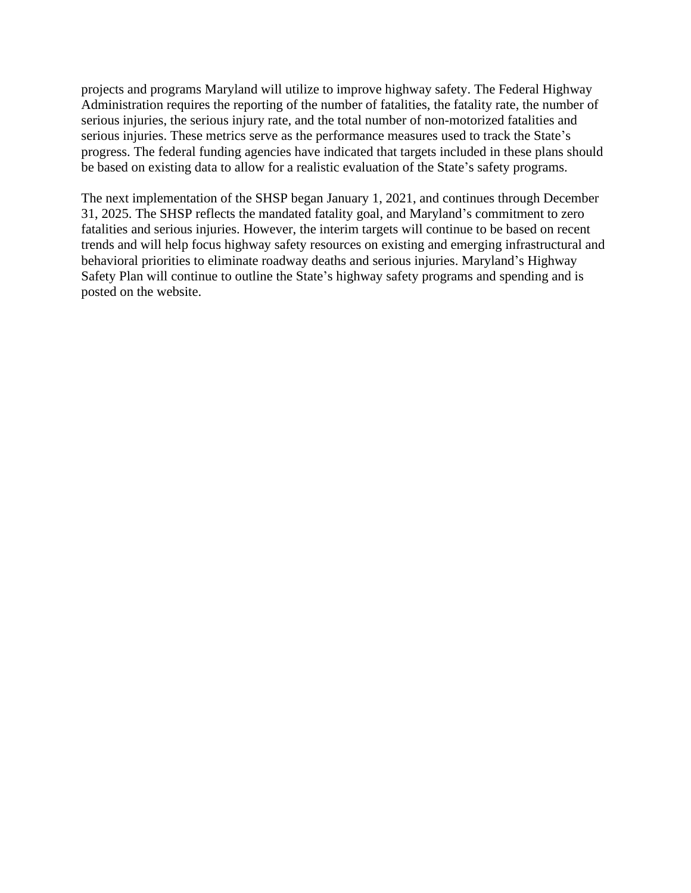projects and programs Maryland will utilize to improve highway safety. The Federal Highway Administration requires the reporting of the number of fatalities, the fatality rate, the number of serious injuries, the serious injury rate, and the total number of non-motorized fatalities and serious injuries. These metrics serve as the performance measures used to track the State's progress. The federal funding agencies have indicated that targets included in these plans should be based on existing data to allow for a realistic evaluation of the State's safety programs.

The next implementation of the SHSP began January 1, 2021, and continues through December 31, 2025. The SHSP reflects the mandated fatality goal, and Maryland's commitment to zero fatalities and serious injuries. However, the interim targets will continue to be based on recent trends and will help focus highway safety resources on existing and emerging infrastructural and behavioral priorities to eliminate roadway deaths and serious injuries. Maryland's Highway Safety Plan will continue to outline the State's highway safety programs and spending and is posted on the website.